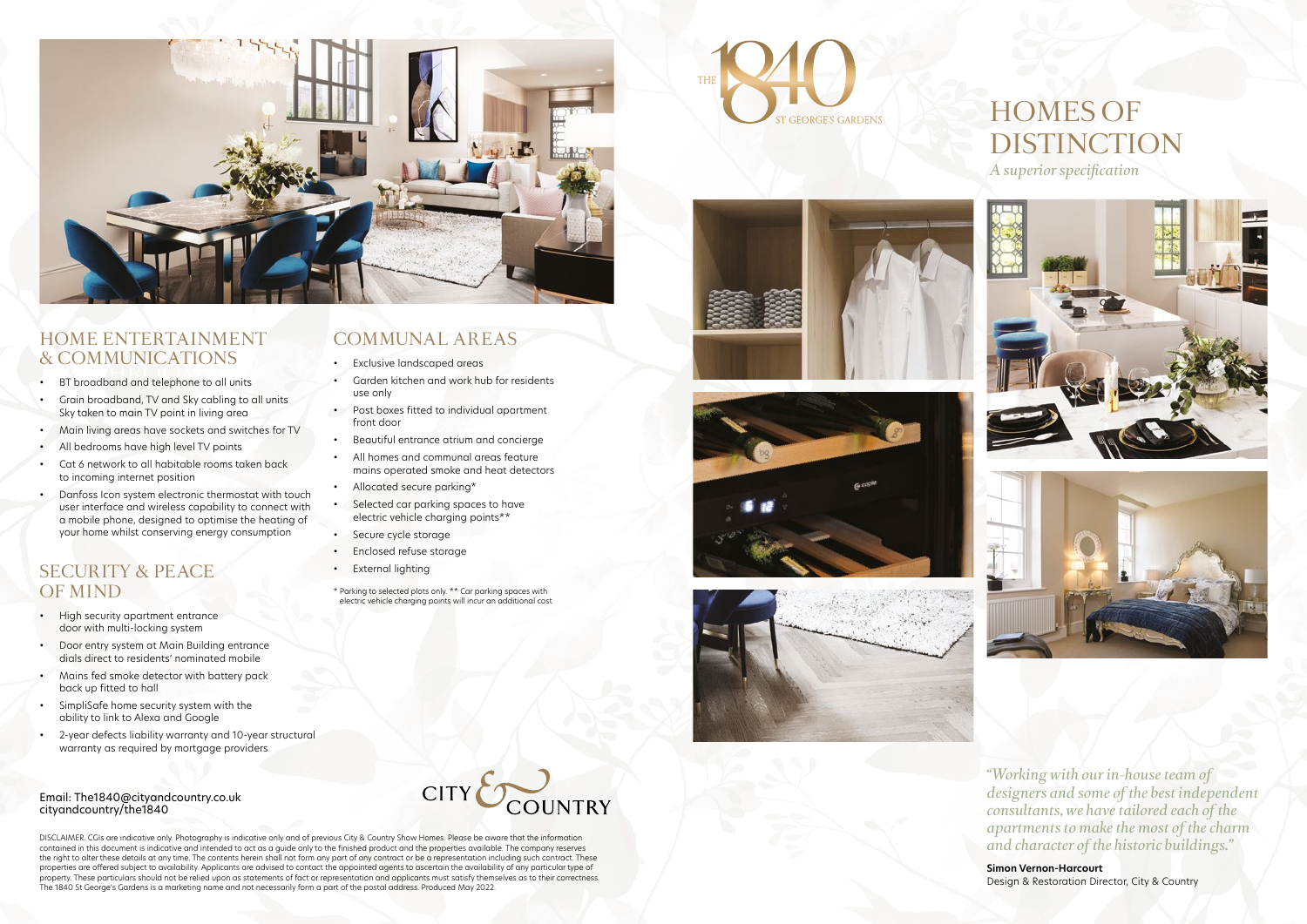THE 1840 ST GEORGE'S GARDENS

# HOMES OF DISTINCTION

*A superior specification*

## HOME ENTERTAINMENT & COMMUNICATIONS

- BT broadband and telephone to all units
- Grain broadband, TV and Sky cabling to all units Sky taken to main TV point in living area
- Main living areas have sockets and switches for TV
- All bedrooms have high level TV points
- Cat 6 network to all habitable rooms taken back to incoming internet position
- Danfoss Icon system electronic thermostat with touch user interface and wireless capability to connect with a mobile phone, designed to optimise the heating of your home whilst conserving energy consumption

## SECURITY & PEACE OF MIND

- High security apartment entrance door with multi-locking system
- Door entry system at Main Building entrance dials direct to residents' nominated mobile
- Mains fed smoke detector with battery pack back up fitted to hall
- SimpliSafe home security system with the ability to link to Alexa and Google
- 2-year defects liability warranty and 10-year structural warranty as required by mortgage providers

## COMMUNAL AREAS

- Exclusive landscaped areas
- Garden kitchen and work hub for residents use only
- Post boxes fitted to individual apartment front door
- Beautiful entrance atrium and concierge
- All homes and communal areas feature mains operated smoke and heat detectors
- Allocated secure parking*
- Selected car parking spaces to have electric vehicle charging points**
- Secure cycle storage
- Enclosed refuse storage
- External lighting

\* Parking to selected plots only. ** Car parking spaces with electric vehicle charging points will incur an additional cost

*"Working with our in-house team of designers and some of the best independent consultants, we have tailored each of the apartments to make the most of the charm and character of the historic buildings."*

**Simon Vernon-Harcourt**
Design & Restoration Director, City & Country

Email: The1840@cityandcountry.co.uk
cityandcountry/the1840

CITY & COUNTRY

DISCLAIMER: CGIs are indicative only. Photography is indicative only and of previous City & Country Show Homes. Please be aware that the information contained in this document is indicative and intended to act as a guide only to the finished product and the properties available. The company reserves the right to alter these details at any time. The contents herein shall not form any part of any contract or be a representation including such contract. These properties are offered subject to availability. Applicants are advised to contact the appointed agents to ascertain the availability of any particular type of property. These particulars should not be relied upon as statements of fact or representation and applicants must satisfy themselves as to their correctness. The 1840 St George's Gardens is a marketing name and not necessarily form a part of the postal address. Produced May 2022.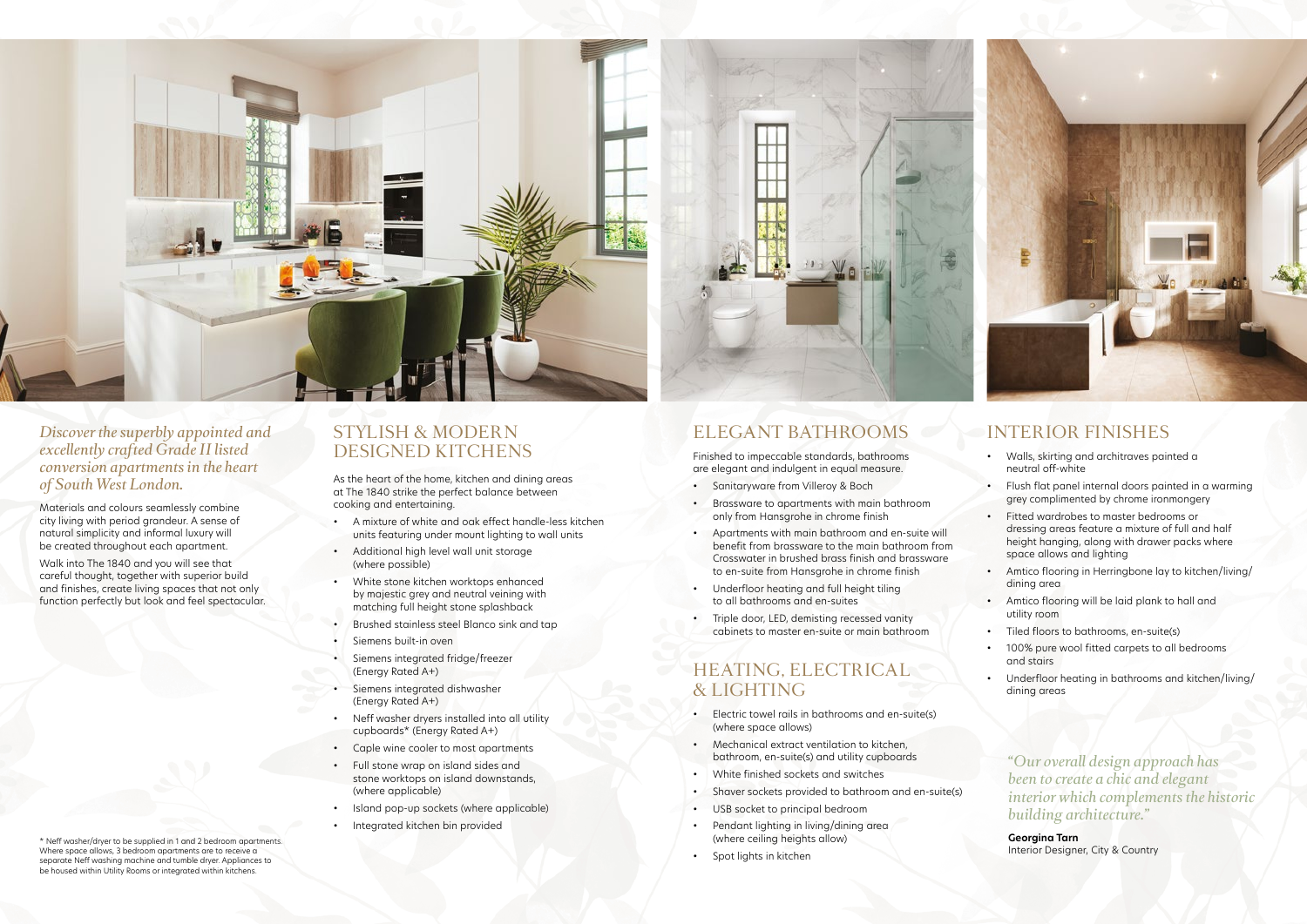*Discover the superbly appointed and excellently crafted Grade II listed conversion apartments in the heart of South West London.*

Materials and colours seamlessly combine city living with period grandeur. A sense of natural simplicity and informal luxury will be created throughout each apartment.

Walk into The 1840 and you will see that careful thought, together with superior build and finishes, create living spaces that not only function perfectly but look and feel spectacular.

## STYLISH & MODERN DESIGNED KITCHENS

As the heart of the home, kitchen and dining areas at The 1840 strike the perfect balance between cooking and entertaining.

- A mixture of white and oak effect handle-less kitchen units featuring under mount lighting to wall units
- Additional high level wall unit storage (where possible)
- White stone kitchen worktops enhanced by majestic grey and neutral veining with matching full height stone splashback
- Brushed stainless steel Blanco sink and tap
- Siemens built-in oven
- Siemens integrated fridge/freezer (Energy Rated A+)
- Siemens integrated dishwasher (Energy Rated A+)
- Neff washer dryers installed into all utility cupboards* (Energy Rated A+)
- Caple wine cooler to most apartments
- Full stone wrap on island sides and stone worktops on island downstands, (where applicable)
- Island pop-up sockets (where applicable)
- Integrated kitchen bin provided

## ELEGANT BATHROOMS

Finished to impeccable standards, bathrooms are elegant and indulgent in equal measure.

- Sanitaryware from Villeroy & Boch
- Brassware to apartments with main bathroom only from Hansgrohe in chrome finish
- Apartments with main bathroom and en-suite will benefit from brassware to the main bathroom from Crosswater in brushed brass finish and brassware to en-suite from Hansgrohe in chrome finish
- Underfloor heating and full height tiling to all bathrooms and en-suites
- Triple door, LED, demisting recessed vanity cabinets to master en-suite or main bathroom

## HEATING, ELECTRICAL & LIGHTING

- Electric towel rails in bathrooms and en-suite(s) (where space allows)
- Mechanical extract ventilation to kitchen, bathroom, en-suite(s) and utility cupboards
- White finished sockets and switches
- Shaver sockets provided to bathroom and en-suite(s)
- USB socket to principal bedroom
- Pendant lighting in living/dining area (where ceiling heights allow)
- Spot lights in kitchen

## INTERIOR FINISHES

- Walls, skirting and architraves painted a neutral off-white
- Flush flat panel internal doors painted in a warming grey complimented by chrome ironmongery
- Fitted wardrobes to master bedrooms or dressing areas feature a mixture of full and half height hanging, along with drawer packs where space allows and lighting
- Amtico flooring in Herringbone lay to kitchen/living/dining area
- Amtico flooring will be laid plank to hall and utility room
- Tiled floors to bathrooms, en-suite(s)
- 100% pure wool fitted carpets to all bedrooms and stairs
- Underfloor heating in bathrooms and kitchen/living/dining areas

*"Our overall design approach has been to create a chic and elegant interior which complements the historic building architecture."*

**Georgina Tarn**
Interior Designer, City & Country

* Neff washer/dryer to be supplied in 1 and 2 bedroom apartments. Where space allows, 3 bedroom apartments are to receive a separate Neff washing machine and tumble dryer. Appliances to be housed within Utility Rooms or integrated within kitchens.